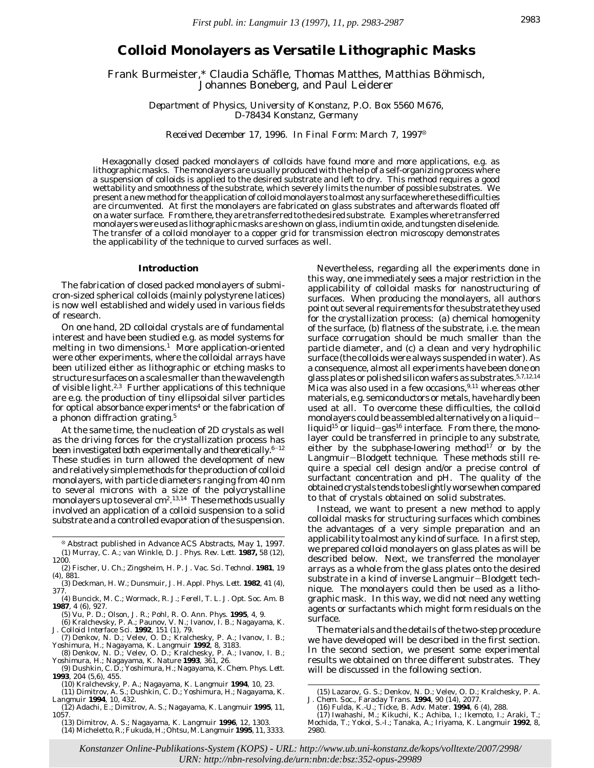# Colloid Monolayers as Versatile Lithographic Masks

Frank Burmeister,* Claudia Schäfle, Thomas Matthes, Matthias Böhmisch, Johannes Boneberg, and Paul Leiderer

*Department of Physics, University of Konstanz, P.O. Box 5560 M676, D-78434 Konstanz, Germany*

*Received December 17, 1996. In Final Form: March 7, 1997*[⊗]

Hexagonally closed packed monolayers of colloids have found more and more applications, e.g. as lithographic masks. The monolayers are usually produced with the help of a self-organizing process where a suspension of colloids is applied to the desired substrate and left to dry. This method requires a good wettability and smoothness of the substrate, which severely limits the number of possible substrates. We present a new method for the application of colloid monolayers to almost any surface where these difficulties are circumvented. At first the monolayers are fabricated on glass substrates and afterwards floated off on a water surface. From there, they are transferred to the desired substrate. Examples where transferred monolayers were used as lithographic masks are shown on glass, indium tin oxide, and tungsten diselenide. The transfer of a colloid monolayer to a copper grid for transmission electron microscopy demonstrates the applicability of the technique to curved surfaces as well.

## Introduction

The fabrication of closed packed monolayers of submicron-sized spherical colloids (mainly polystyrene latices) is now well established and widely used in various fields of research.

On one hand, 2D colloidal crystals are of fundamental interest and have been studied e.g. as model systems for melting in two dimensions.[1] More application-oriented were other experiments, where the colloidal arrays have been utilized either as lithographic or etching masks to structure surfaces on a scale smaller than the wavelength of visible light.[2,3] Further applications of this technique are e.g. the production of tiny ellipsoidal silver particles for optical absorbance experiments[4] or the fabrication of a phonon diffraction grating.[5]

At the same time, the nucleation of 2D crystals as well as the driving forces for the crystallization process has been investigated both experimentally and theoretically.[6–12] These studies in turn allowed the development of new and relatively simple methods for the production of colloid monolayers, with particle diameters ranging from 40 nm to several microns with a size of the polycrystalline monolayers up to several cm$^2$.[13,14] These methods usually involved an application of a colloid suspension to a solid substrate and a controlled evaporation of the suspension.

Nevertheless, regarding all the experiments done in this way, one immediately sees a major restriction in the applicability of colloidal masks for nanostructuring of surfaces. When producing the monolayers, all authors point out several requirements for the substrate they used for the crystallization process: (a) chemical homogeneity of the surface, (b) flatness of the substrate, i.e. the mean surface corrugation should be much smaller than the particle diameter, and (c) a clean and very hydrophilic surface (the colloids were always suspended in water). As a consequence, almost all experiments have been done on glass plates or polished silicon wafers as substrates.[5,7,12,14] Mica was also used in a few occasions,[9,11] whereas other materials, e.g. semiconductors or metals, have hardly been used at all. To overcome these difficulties, the colloid monolayers could be assembled alternatively on a liquid–liquid[15] or liquid–gas[16] interface. From there, the monolayer could be transferred in principle to any substrate, either by the subphase-lowering method[17] or by the Langmuir–Blodgett technique. These methods still require a special cell design and/or a precise control of surfactant concentration and pH. The quality of the obtained crystals tends to be slightly worse when compared to that of crystals obtained on solid substrates.

Instead, we want to present a new method to apply colloidal masks for structuring surfaces which combines the advantages of a very simple preparation and an applicability to almost any kind of surface. In a first step, we prepared colloid monolayers on glass plates as will be described below. Next, we transferred the monolayer arrays as a whole from the glass plates onto the desired substrate in a kind of inverse Langmuir–Blodgett technique. The monolayers could then be used as a lithographic mask. In this way, we did not need any wetting agents or surfactants which might form residuals on the surface.

The materials and the details of the two-step procedure we have developed will be described in the first section. In the second section, we present some experimental results we obtained on three different substrates. They will be discussed in the following section.

---

⊗ Abstract published in Advance ACS Abstracts, May 1, 1997.

(1) Murray, C. A.; van Winkle, D. J. *Phys. Rev. Lett.* **1987,** 58 (12), 1200.

(2) Fischer, U. Ch.; Zingsheim, H. P. *J. Vac. Sci. Technol.* **1981**, 19 (4), 881.

(3) Deckman, H. W.; Dunsmuir, J. H. *Appl. Phys. Lett.* **1982**, 41 (4), 377.

(4) Buncick, M. C.; Wormack, R. J.; Ferell, T. L. *J. Opt. Soc. Am. B* **1987**, 4 (6), 927.

(5) Vu, P. D.; Olson, J. R.; Pohl, R. O. *Ann. Phys.* **1995**, 4, 9.

(6) Kralchevsky, P. A.; Paunov, V. N.; Ivanov, I. B.; Nagayama, K. *J. Colloid Interface Sci.* **1992**, 151 (1), 79.

(7) Denkov, N. D.; Velev, O. D.; Kralchesky, P. A.; Ivanov, I. B.; Yoshimura, H.; Nagayama, K. *Langmuir* **1992**, 8, 3183.

(8) Denkov, N. D.; Velev, O. D.; Kralchesky, P. A.; Ivanov, I. B.; Yoshimura, H.; Nagayama, K. *Nature* **1993**, 361, 26.

(9) Dushkin, C. D.; Yoshimura, H.; Nagayama, K. *Chem. Phys. Lett.* **1993**, 204 (5,6), 455.

(10) Kralchevsky, P. A.; Nagayama, K. *Langmuir* **1994**, 10, 23.

(11) Dimitrov, A. S.; Dushkin, C. D.; Yoshimura, H.; Nagayama, K. *Langmuir* **1994**, 10, 432.

(12) Adachi, E.; Dimitrov, A. S.; Nagayama, K. *Langmuir* **1995**, 11, 1057.

(13) Dimitrov, A. S.; Nagayama, K. *Langmuir* **1996**, 12, 1303.

(14) Micheletto, R.; Fukuda, H.; Ohtsu, M. *Langmuir* **1995**, 11, 3333.

(15) Lazarov, G. S.; Denkov, N. D.; Velev, O. D.; Kralchesky, P. A. *J. Chem. Soc., Faraday Trans.* **1994**, 90 (14), 2077.

(16) Fulda, K.-U.; Ticke, B. *Adv. Mater.* **1994**, 6 (4), 288.

(17) Iwahashi, M.; Kikuchi, K.; Achiba, I.; Ikemoto, I.; Araki, T.; Mochida, T.; Yokoi, S.-I.; Tanaka, A.; Iriyama, K. *Langmuir* **1992**, 8, 2980.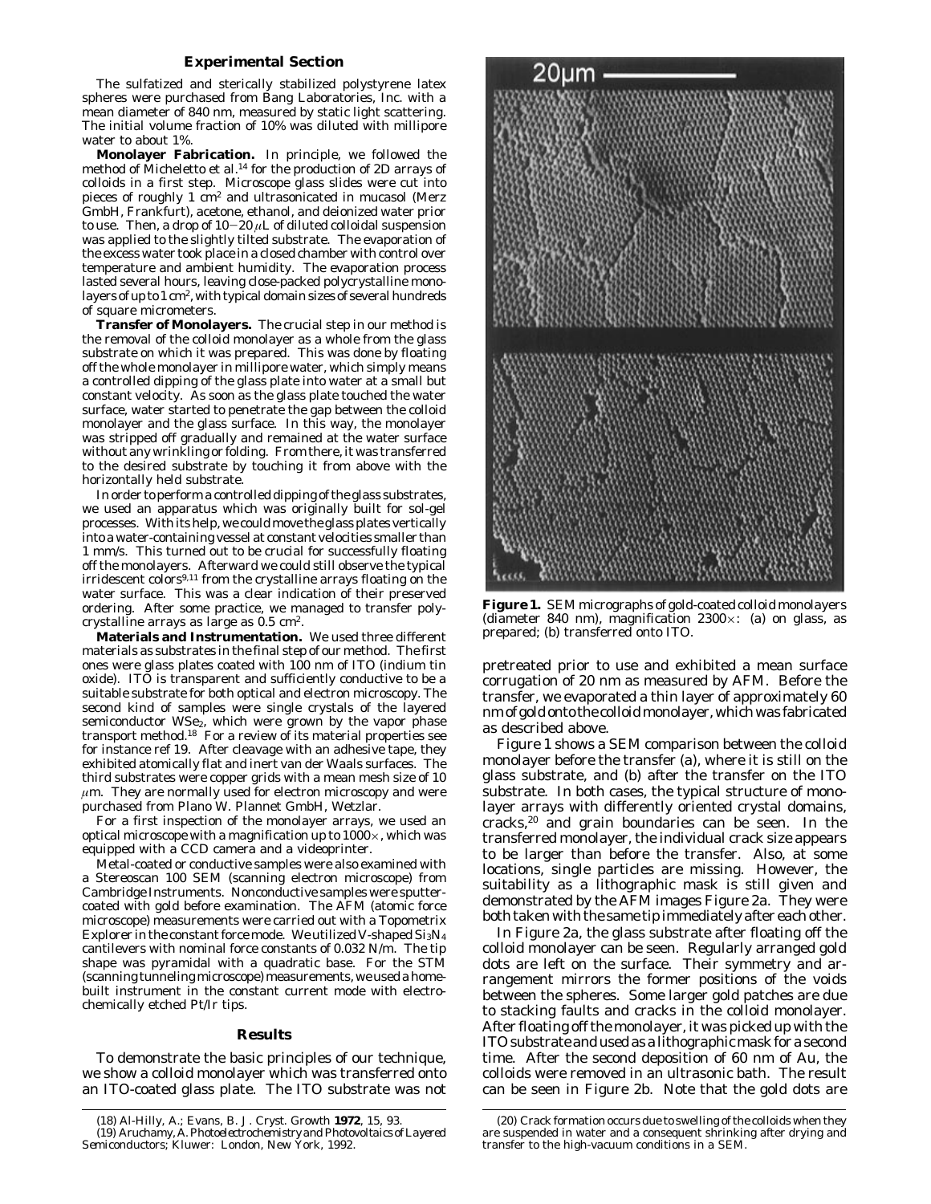## Experimental Section

The sulfatized and sterically stabilized polystyrene latex spheres were purchased from Bang Laboratories, Inc. with a mean diameter of 840 nm, measured by static light scattering. The initial volume fraction of 10% was diluted with millipore water to about 1%.

**Monolayer Fabrication.** In principle, we followed the method of Micheletto et al.[14] for the production of 2D arrays of colloids in a first step. Microscope glass slides were cut into pieces of roughly 1 cm$^2$ and ultrasonicated in mucasol (Merz GmbH, Frankfurt), acetone, ethanol, and deionized water prior to use. Then, a drop of 10−20 $\mu$L of diluted colloidal suspension was applied to the slightly tilted substrate. The evaporation of the excess water took place in a closed chamber with control over temperature and ambient humidity. The evaporation process lasted several hours, leaving close-packed polycrystalline monolayers of up to 1 cm$^2$, with typical domain sizes of several hundreds of square micrometers.

**Transfer of Monolayers.** The crucial step in our method is the removal of the colloid monolayer as a whole from the glass substrate on which it was prepared. This was done by floating off the whole monolayer in millipore water, which simply means a controlled dipping of the glass plate into water at a small but constant velocity. As soon as the glass plate touched the water surface, water started to penetrate the gap between the colloid monolayer and the glass surface. In this way, the monolayer was stripped off gradually and remained at the water surface without any wrinkling or folding. From there, it was transferred to the desired substrate by touching it from above with the horizontally held substrate.

In order to perform a controlled dipping of the glass substrates, we used an apparatus which was originally built for sol-gel processes. With its help, we could move the glass plates vertically into a water-containing vessel at constant velocities smaller than 1 mm/s. This turned out to be crucial for successfully floating off the monolayers. Afterward we could still observe the typical irridescent colors[9,11] from the crystalline arrays floating on the water surface. This was a clear indication of their preserved ordering. After some practice, we managed to transfer polycrystalline arrays as large as 0.5 cm$^2$.

**Materials and Instrumentation.** We used three different materials as substrates in the final step of our method. The first ones were glass plates coated with 100 nm of ITO (indium tin oxide). ITO is transparent and sufficiently conductive to be a suitable substrate for both optical and electron microscopy. The second kind of samples were single crystals of the layered semiconductor $WSe_2$, which were grown by the vapor phase transport method.[18] For a review of its material properties see for instance ref 19. After cleavage with an adhesive tape, they exhibited atomically flat and inert van der Waals surfaces. The third substrates were copper grids with a mean mesh size of 10 $\mu$m. They are normally used for electron microscopy and were purchased from Plano W. Plannet GmbH, Wetzlar.

For a first inspection of the monolayer arrays, we used an optical microscope with a magnification up to 1000×, which was equipped with a CCD camera and a videoprinter.

Metal-coated or conductive samples were also examined with a Stereoscan 100 SEM (scanning electron microscope) from Cambridge Instruments. Nonconductive samples were sputter-coated with gold before examination. The AFM (atomic force microscope) measurements were carried out with a Topometrix Explorer in the constant force mode. We utilized V-shaped $Si_3N_4$ cantilevers with nominal force constants of 0.032 N/m. The tip shape was pyramidal with a quadratic base. For the STM (scanning tunneling microscope) measurements, we used a home-built instrument in the constant current mode with electrochemically etched Pt/Ir tips.

## Results

To demonstrate the basic principles of our technique, we show a colloid monolayer which was transferred onto an ITO-coated glass plate. The ITO substrate was not pretreated prior to use and exhibited a mean surface corrugation of 20 nm as measured by AFM. Before the transfer, we evaporated a thin layer of approximately 60 nm of gold onto the colloid monolayer, which was fabricated as described above.

**Figure 1.** SEM micrographs of gold-coated colloid monolayers (diameter 840 nm), magnification 2300×: (a) on glass, as prepared; (b) transferred onto ITO.

Figure 1 shows a SEM comparison between the colloid monolayer before the transfer (a), where it is still on the glass substrate, and (b) after the transfer on the ITO substrate. In both cases, the typical structure of monolayer arrays with differently oriented crystal domains, cracks,[20] and grain boundaries can be seen. In the transferred monolayer, the individual crack size appears to be larger than before the transfer. Also, at some locations, single particles are missing. However, the suitability as a lithographic mask is still given and demonstrated by the AFM images Figure 2a. They were both taken with the same tip immediately after each other.

In Figure 2a, the glass substrate after floating off the colloid monolayer can be seen. Regularly arranged gold dots are left on the surface. Their symmetry and arrangement mirrors the former positions of the voids between the spheres. Some larger gold patches are due to stacking faults and cracks in the colloid monolayer. After floating off the monolayer, it was picked up with the ITO substrate and used as a lithographic mask for a second time. After the second deposition of 60 nm of Au, the colloids were removed in an ultrasonic bath. The result can be seen in Figure 2b. Note that the gold dots are

(18) Al-Hilly, A.; Evans, B. J. *J. Cryst. Growth* **1972**, *15*, 93.
(19) Aruchamy, A. *Photoelectrochemistry and Photovoltaics of Layered Semiconductors*; Kluwer: London, New York, 1992.

(20) Crack formation occurs due to swelling of the colloids when they are suspended in water and a consequent shrinking after drying and transfer to the high-vacuum conditions in a SEM.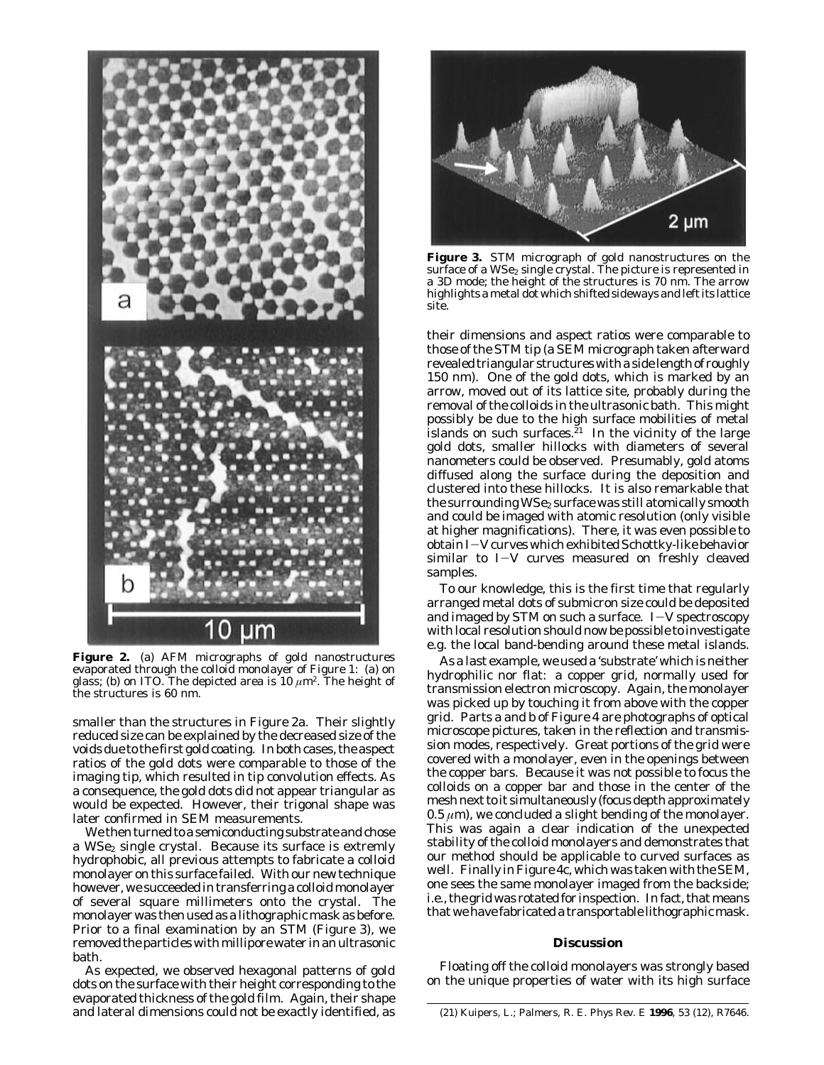**Figure 2.** (a) AFM micrographs of gold nanostructures evaporated through the colloid monolayer of Figure 1: (a) on glass; (b) on ITO. The depicted area is 10 $\mu$m$^2$. The height of the structures is 60 nm.

smaller than the structures in Figure 2a. Their slightly reduced size can be explained by the decreased size of the voids due to the first gold coating. In both cases, the aspect ratios of the gold dots were comparable to those of the imaging tip, which resulted in tip convolution effects. As a consequence, the gold dots did not appear triangular as would be expected. However, their trigonal shape was later confirmed in SEM measurements.

We then turned to a semiconducting substrate and chose a $WSe_2$ single crystal. Because its surface is extremly hydrophobic, all previous attempts to fabricate a colloid monolayer on this surface failed. With our new technique however, we succeeded in transferring a colloid monolayer of several square millimeters onto the crystal. The monolayer was then used as a lithographic mask as before. Prior to a final examination by an STM (Figure 3), we removed the particles with millipore water in an ultrasonic bath.

As expected, we observed hexagonal patterns of gold dots on the surface with their height corresponding to the evaporated thickness of the gold film. Again, their shape and lateral dimensions could not be exactly identified, as

**Figure 3.** STM micrograph of gold nanostructures on the surface of a $WSe_2$ single crystal. The picture is represented in a 3D mode; the height of the structures is 70 nm. The arrow highlights a metal dot which shifted sideways and left its lattice site.

their dimensions and aspect ratios were comparable to those of the STM tip (a SEM micrograph taken afterward revealed triangular structures with a side length of roughly 150 nm). One of the gold dots, which is marked by an arrow, moved out of its lattice site, probably during the removal of the colloids in the ultrasonic bath. This might possibly be due to the high surface mobilities of metal islands on such surfaces.[21] In the vicinity of the large gold dots, smaller hillocks with diameters of several nanometers could be observed. Presumably, gold atoms diffused along the surface during the deposition and clustered into these hillocks. It is also remarkable that the surrounding $WSe_2$ surface was still atomically smooth and could be imaged with atomic resolution (only visible at higher magnifications). There, it was even possible to obtain $I-V$ curves which exhibited Schottky-like behavior similar to $I-V$ curves measured on freshly cleaved samples.

To our knowledge, this is the first time that regularly arranged metal dots of submicron size could be deposited and imaged by STM on such a surface. $I-V$ spectroscopy with local resolution should now be possible to investigate e.g. the local band-bending around these metal islands.

As a last example, we used a 'substrate' which is neither hydrophilic nor flat: a copper grid, normally used for transmission electron microscopy. Again, the monolayer was picked up by touching it from above with the copper grid. Parts a and b of Figure 4 are photographs of optical microscope pictures, taken in the reflection and transmission modes, respectively. Great portions of the grid were covered with a monolayer, even in the openings between the copper bars. Because it was not possible to focus the colloids on a copper bar and those in the center of the mesh next to it simultaneously (focus depth approximately 0.5 $\mu$m), we concluded a slight bending of the monolayer. This was again a clear indication of the unexpected stability of the colloid monolayers and demonstrates that our method should be applicable to curved surfaces as well. Finally in Figure 4c, which was taken with the SEM, one sees the same monolayer imaged from the backside; i.e., the grid was rotated for inspection. In fact, that means that we have fabricated a transportable lithographic mask.

## Discussion

Floating off the colloid monolayers was strongly based on the unique properties of water with its high surface

(21) Kuipers, L.; Palmers, R. E. *Phys Rev. E* **1996**, *53* (12), R7646.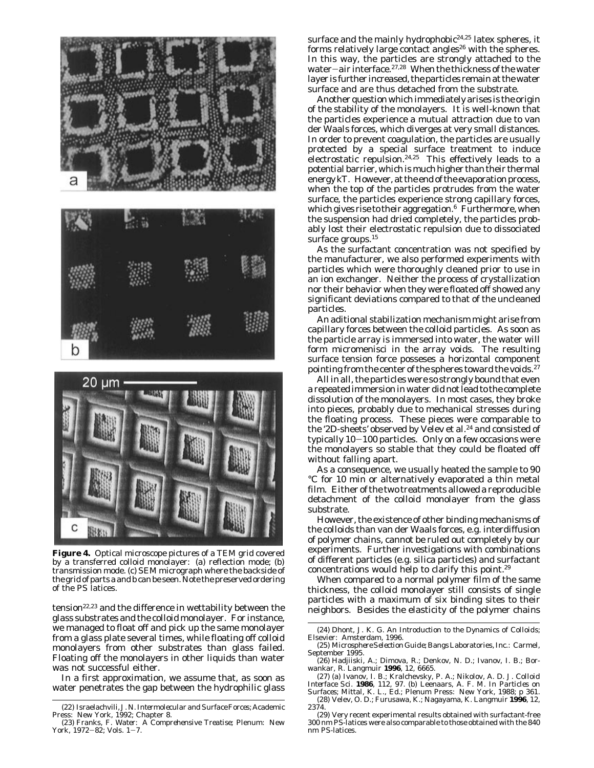**Figure 4.** Optical microscope pictures of a TEM grid covered by a transferred colloid monolayer: (a) reflection mode; (b) transmission mode. (c) SEM micrograph where the backside of the grid of parts a and b can be seen. Note the preserved ordering of the PS latices.

tension[22,23] and the difference in wettability between the glass substrates and the colloid monolayer. For instance, we managed to float off and pick up the same monolayer from a glass plate several times, while floating off colloid monolayers from other substrates than glass failed. Floating off the monolayers in other liquids than water was not successful either.

In a first approximation, we assume that, as soon as water penetrates the gap between the hydrophilic glass surface and the mainly hydrophobic[24,25] latex spheres, it forms relatively large contact angles[26] with the spheres. In this way, the particles are strongly attached to the water–air interface.[27,28] When the thickness of the water layer is further increased, the particles remain at the water surface and are thus detached from the substrate.

Another question which immediately arises is the origin of the stability of the monolayers. It is well-known that the particles experience a mutual attraction due to van der Waals forces, which diverges at very small distances. In order to prevent coagulation, the particles are usually protected by a special surface treatment to induce electrostatic repulsion.[24,25] This effectively leads to a potential barrier, which is much higher than their thermal energy $kT$. However, at the end of the evaporation process, when the top of the particles protrudes from the water surface, the particles experience strong capillary forces, which gives rise to their aggregation.[6] Furthermore, when the suspension had dried completely, the particles probably lost their electrostatic repulsion due to dissociated surface groups.[15]

As the surfactant concentration was not specified by the manufacturer, we also performed experiments with particles which were thoroughly cleaned prior to use in an ion exchanger. Neither the process of crystallization nor their behavior when they were floated off showed any significant deviations compared to that of the uncleaned particles.

An aditional stabilization mechanism might arise from capillary forces between the colloid particles. As soon as the particle array is immersed into water, the water will form micromenisci in the array voids. The resulting surface tension force posseses a horizontal component pointing from the center of the spheres toward the voids.[27]

All in all, the particles were so strongly bound that even a repeated immersion in water did not lead to the complete dissolution of the monolayers. In most cases, they broke into pieces, probably due to mechanical stresses during the floating process. These pieces were comparable to the '2D-sheets' observed by Velev et al.[24] and consisted of typically 10–100 particles. Only on a few occasions were the monolayers so stable that they could be floated off without falling apart.

As a consequence, we usually heated the sample to 90 °C for 10 min or alternatively evaporated a thin metal film. Either of the two treatments allowed a reproducible detachment of the colloid monolayer from the glass substrate.

However, the existence of other binding mechanisms of the colloids than van der Waals forces, e.g. interdiffusion of polymer chains, cannot be ruled out completely by our experiments. Further investigations with combinations of different particles (e.g. silica particles) and surfactant concentrations would help to clarify this point.[29]

When compared to a normal polymer film of the same thickness, the colloid monolayer still consists of single particles with a maximum of six binding sites to their neighbors. Besides the elasticity of the polymer chains

(22) Israelachvili, J. N. *Intermolecular and Surface Forces*; Academic Press: New York, 1992; Chapter 8.

(23) Franks, F. *Water: A Comprehensive Treatise*; Plenum: New York, 1972–82; Vols. 1–7.

(24) Dhont, J. K. G. *An Introduction to the Dynamics of Colloids*; Elsevier: Amsterdam, 1996.

(25) *Microsphere Selection Guide*; Bangs Laboratories, Inc.: Carmel, September 1995.

(26) Hadjiiski, A.; Dimova, R.; Denkov, N. D.; Ivanov, I. B.; Borwankar, R. *Langmuir* **1996**, *12*, 6665.

(27) (a) Ivanov, I. B.; Kralchevsky, P. A.; Nikolov, A. D. *J. Colloid Interface Sci.* **1986**, *112*, 97. (b) Leenaars, A. F. M. In *Particles on Surfaces*; Mittal, K. L., Ed.; Plenum Press: New York, 1988; p 361.

(28) Velev, O. D.; Furusawa, K.; Nagayama, K. *Langmuir* **1996**, *12*, 2374.

(29) Very recent experimental results obtained with surfactant-free 300 nm PS-latices were also comparable to those obtained with the 840 nm PS-latices.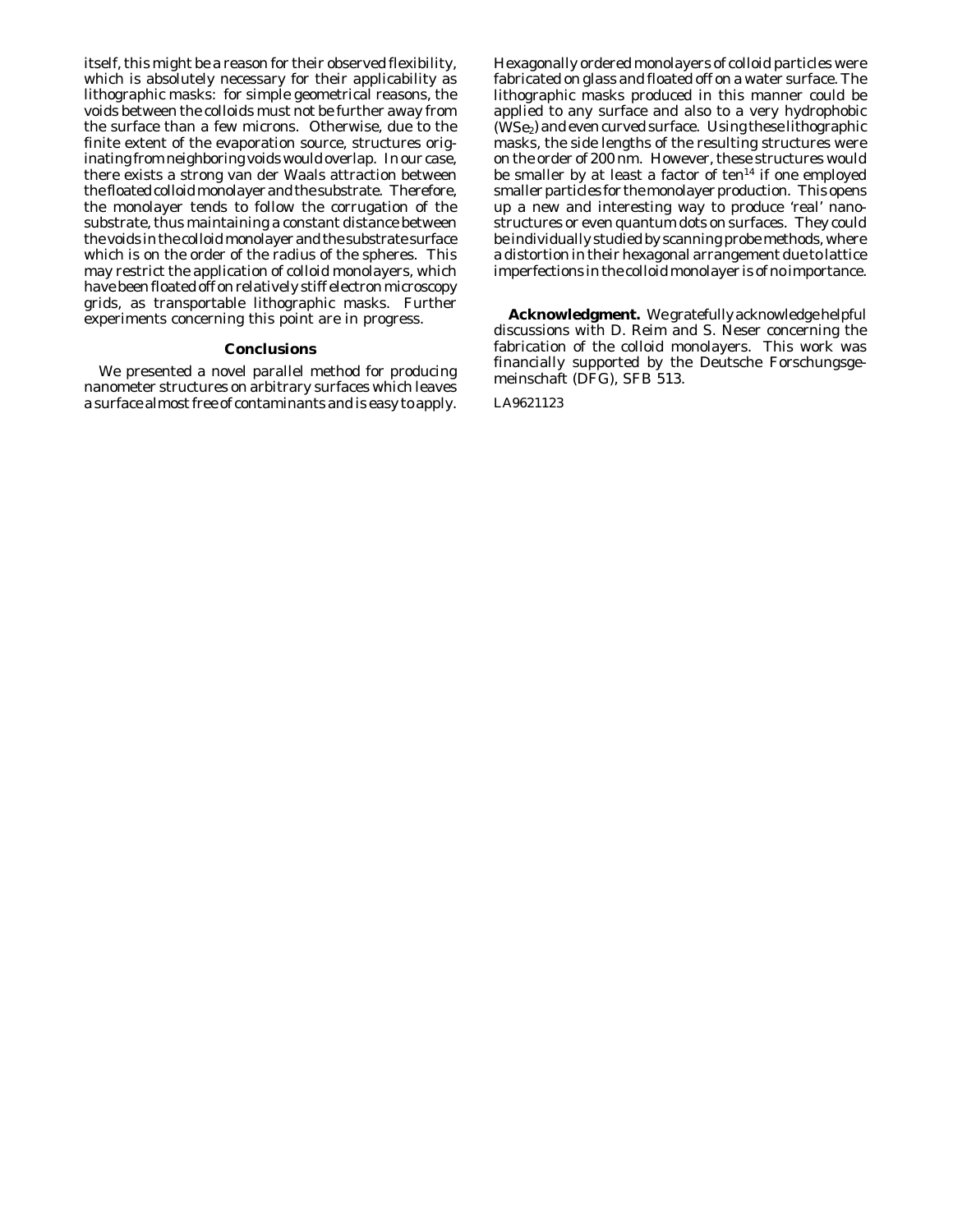itself, this might be a reason for their observed flexibility, which is absolutely necessary for their applicability as lithographic masks: for simple geometrical reasons, the voids between the colloids must not be further away from the surface than a few microns. Otherwise, due to the finite extent of the evaporation source, structures originating from neighboring voids would overlap. In our case, there exists a strong van der Waals attraction between the floated colloid monolayer and the substrate. Therefore, the monolayer tends to follow the corrugation of the substrate, thus maintaining a constant distance between the voids in the colloid monolayer and the substrate surface which is on the order of the radius of the spheres. This may restrict the application of colloid monolayers, which have been floated off on relatively stiff electron microscopy grids, as transportable lithographic masks. Further experiments concerning this point are in progress.

## Conclusions

We presented a novel parallel method for producing nanometer structures on arbitrary surfaces which leaves a surface almost free of contaminants and is easy to apply. Hexagonally ordered monolayers of colloid particles were fabricated on glass and floated off on a water surface. The lithographic masks produced in this manner could be applied to any surface and also to a very hydrophobic ($WSe_2$) and even curved surface. Using these lithographic masks, the side lengths of the resulting structures were on the order of 200 nm. However, these structures would be smaller by at least a factor of ten[14] if one employed smaller particles for the monolayer production. This opens up a new and interesting way to produce 'real' nanostructures or even quantum dots on surfaces. They could be individually studied by scanning probe methods, where a distortion in their hexagonal arrangement due to lattice imperfections in the colloid monolayer is of no importance.

**Acknowledgment.** We gratefully acknowledge helpful discussions with D. Reim and S. Neser concerning the fabrication of the colloid monolayers. This work was financially supported by the Deutsche Forschungsgemeinschaft (DFG), SFB 513.

LA9621123